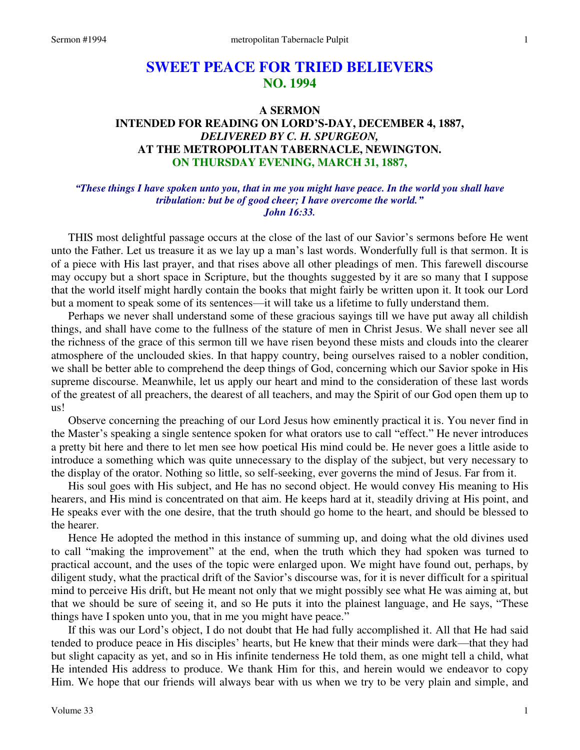# SWEET PEACE FOR TRIED BELIEVERS
## NO. 1994

### A SERMON
### INTENDED FOR READING ON LORD'S-DAY, DECEMBER 4, 1887,
### *DELIVERED BY C. H. SPURGEON,*
### AT THE METROPOLITAN TABERNACLE, NEWINGTON.
### ON THURSDAY EVENING, MARCH 31, 1887,

***"These things I have spoken unto you, that in me you might have peace. In the world you shall have tribulation: but be of good cheer; I have overcome the world."***
***John 16:33.***

THIS most delightful passage occurs at the close of the last of our Savior's sermons before He went unto the Father. Let us treasure it as we lay up a man's last words. Wonderfully full is that sermon. It is of a piece with His last prayer, and that rises above all other pleadings of men. This farewell discourse may occupy but a short space in Scripture, but the thoughts suggested by it are so many that I suppose that the world itself might hardly contain the books that might fairly be written upon it. It took our Lord but a moment to speak some of its sentences—it will take us a lifetime to fully understand them.

Perhaps we never shall understand some of these gracious sayings till we have put away all childish things, and shall have come to the fullness of the stature of men in Christ Jesus. We shall never see all the richness of the grace of this sermon till we have risen beyond these mists and clouds into the clearer atmosphere of the unclouded skies. In that happy country, being ourselves raised to a nobler condition, we shall be better able to comprehend the deep things of God, concerning which our Savior spoke in His supreme discourse. Meanwhile, let us apply our heart and mind to the consideration of these last words of the greatest of all preachers, the dearest of all teachers, and may the Spirit of our God open them up to us!

Observe concerning the preaching of our Lord Jesus how eminently practical it is. You never find in the Master's speaking a single sentence spoken for what orators use to call "effect." He never introduces a pretty bit here and there to let men see how poetical His mind could be. He never goes a little aside to introduce a something which was quite unnecessary to the display of the subject, but very necessary to the display of the orator. Nothing so little, so self-seeking, ever governs the mind of Jesus. Far from it.

His soul goes with His subject, and He has no second object. He would convey His meaning to His hearers, and His mind is concentrated on that aim. He keeps hard at it, steadily driving at His point, and He speaks ever with the one desire, that the truth should go home to the heart, and should be blessed to the hearer.

Hence He adopted the method in this instance of summing up, and doing what the old divines used to call "making the improvement" at the end, when the truth which they had spoken was turned to practical account, and the uses of the topic were enlarged upon. We might have found out, perhaps, by diligent study, what the practical drift of the Savior's discourse was, for it is never difficult for a spiritual mind to perceive His drift, but He meant not only that we might possibly see what He was aiming at, but that we should be sure of seeing it, and so He puts it into the plainest language, and He says, "These things have I spoken unto you, that in me you might have peace."

If this was our Lord's object, I do not doubt that He had fully accomplished it. All that He had said tended to produce peace in His disciples' hearts, but He knew that their minds were dark—that they had but slight capacity as yet, and so in His infinite tenderness He told them, as one might tell a child, what He intended His address to produce. We thank Him for this, and herein would we endeavor to copy Him. We hope that our friends will always bear with us when we try to be very plain and simple, and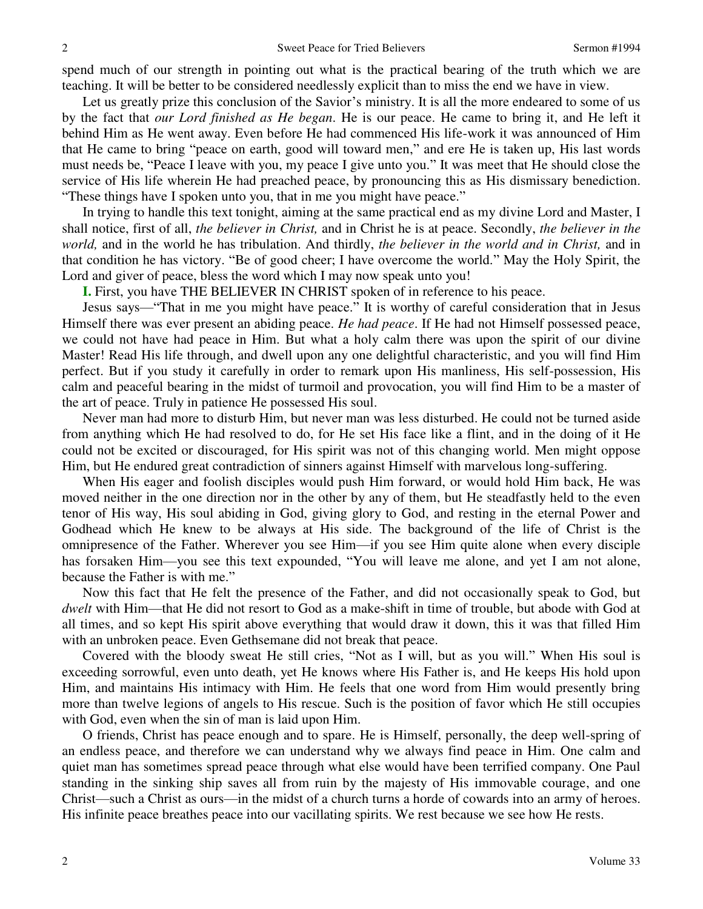spend much of our strength in pointing out what is the practical bearing of the truth which we are teaching. It will be better to be considered needlessly explicit than to miss the end we have in view.

Let us greatly prize this conclusion of the Savior's ministry. It is all the more endeared to some of us by the fact that *our Lord finished as He began*. He is our peace. He came to bring it, and He left it behind Him as He went away. Even before He had commenced His life-work it was announced of Him that He came to bring "peace on earth, good will toward men," and ere He is taken up, His last words must needs be, "Peace I leave with you, my peace I give unto you." It was meet that He should close the service of His life wherein He had preached peace, by pronouncing this as His dismissary benediction. "These things have I spoken unto you, that in me you might have peace."

In trying to handle this text tonight, aiming at the same practical end as my divine Lord and Master, I shall notice, first of all, *the believer in Christ,* and in Christ he is at peace. Secondly, *the believer in the world,* and in the world he has tribulation. And thirdly, *the believer in the world and in Christ,* and in that condition he has victory. "Be of good cheer; I have overcome the world." May the Holy Spirit, the Lord and giver of peace, bless the word which I may now speak unto you!

**I.** First, you have THE BELIEVER IN CHRIST spoken of in reference to his peace.

Jesus says—"That in me you might have peace." It is worthy of careful consideration that in Jesus Himself there was ever present an abiding peace. *He had peace*. If He had not Himself possessed peace, we could not have had peace in Him. But what a holy calm there was upon the spirit of our divine Master! Read His life through, and dwell upon any one delightful characteristic, and you will find Him perfect. But if you study it carefully in order to remark upon His manliness, His self-possession, His calm and peaceful bearing in the midst of turmoil and provocation, you will find Him to be a master of the art of peace. Truly in patience He possessed His soul.

Never man had more to disturb Him, but never man was less disturbed. He could not be turned aside from anything which He had resolved to do, for He set His face like a flint, and in the doing of it He could not be excited or discouraged, for His spirit was not of this changing world. Men might oppose Him, but He endured great contradiction of sinners against Himself with marvelous long-suffering.

When His eager and foolish disciples would push Him forward, or would hold Him back, He was moved neither in the one direction nor in the other by any of them, but He steadfastly held to the even tenor of His way, His soul abiding in God, giving glory to God, and resting in the eternal Power and Godhead which He knew to be always at His side. The background of the life of Christ is the omnipresence of the Father. Wherever you see Him—if you see Him quite alone when every disciple has forsaken Him—you see this text expounded, "You will leave me alone, and yet I am not alone, because the Father is with me."

Now this fact that He felt the presence of the Father, and did not occasionally speak to God, but *dwelt* with Him—that He did not resort to God as a make-shift in time of trouble, but abode with God at all times, and so kept His spirit above everything that would draw it down, this it was that filled Him with an unbroken peace. Even Gethsemane did not break that peace.

Covered with the bloody sweat He still cries, "Not as I will, but as you will." When His soul is exceeding sorrowful, even unto death, yet He knows where His Father is, and He keeps His hold upon Him, and maintains His intimacy with Him. He feels that one word from Him would presently bring more than twelve legions of angels to His rescue. Such is the position of favor which He still occupies with God, even when the sin of man is laid upon Him.

O friends, Christ has peace enough and to spare. He is Himself, personally, the deep well-spring of an endless peace, and therefore we can understand why we always find peace in Him. One calm and quiet man has sometimes spread peace through what else would have been terrified company. One Paul standing in the sinking ship saves all from ruin by the majesty of His immovable courage, and one Christ—such a Christ as ours—in the midst of a church turns a horde of cowards into an army of heroes. His infinite peace breathes peace into our vacillating spirits. We rest because we see how He rests.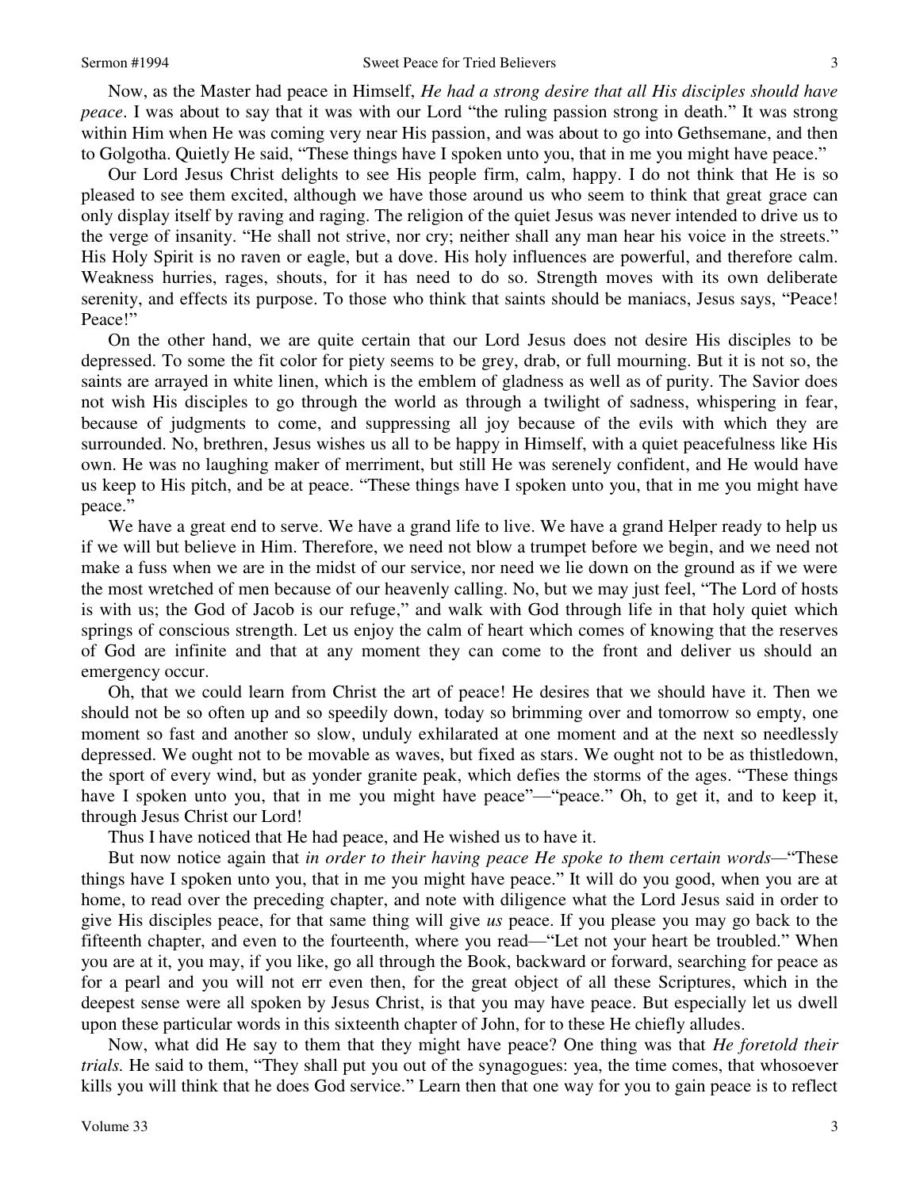Now, as the Master had peace in Himself, *He had a strong desire that all His disciples should have peace*. I was about to say that it was with our Lord "the ruling passion strong in death." It was strong within Him when He was coming very near His passion, and was about to go into Gethsemane, and then to Golgotha. Quietly He said, "These things have I spoken unto you, that in me you might have peace."

Our Lord Jesus Christ delights to see His people firm, calm, happy. I do not think that He is so pleased to see them excited, although we have those around us who seem to think that great grace can only display itself by raving and raging. The religion of the quiet Jesus was never intended to drive us to the verge of insanity. "He shall not strive, nor cry; neither shall any man hear his voice in the streets." His Holy Spirit is no raven or eagle, but a dove. His holy influences are powerful, and therefore calm. Weakness hurries, rages, shouts, for it has need to do so. Strength moves with its own deliberate serenity, and effects its purpose. To those who think that saints should be maniacs, Jesus says, "Peace! Peace!"

On the other hand, we are quite certain that our Lord Jesus does not desire His disciples to be depressed. To some the fit color for piety seems to be grey, drab, or full mourning. But it is not so, the saints are arrayed in white linen, which is the emblem of gladness as well as of purity. The Savior does not wish His disciples to go through the world as through a twilight of sadness, whispering in fear, because of judgments to come, and suppressing all joy because of the evils with which they are surrounded. No, brethren, Jesus wishes us all to be happy in Himself, with a quiet peacefulness like His own. He was no laughing maker of merriment, but still He was serenely confident, and He would have us keep to His pitch, and be at peace. "These things have I spoken unto you, that in me you might have peace."

We have a great end to serve. We have a grand life to live. We have a grand Helper ready to help us if we will but believe in Him. Therefore, we need not blow a trumpet before we begin, and we need not make a fuss when we are in the midst of our service, nor need we lie down on the ground as if we were the most wretched of men because of our heavenly calling. No, but we may just feel, "The Lord of hosts is with us; the God of Jacob is our refuge," and walk with God through life in that holy quiet which springs of conscious strength. Let us enjoy the calm of heart which comes of knowing that the reserves of God are infinite and that at any moment they can come to the front and deliver us should an emergency occur.

Oh, that we could learn from Christ the art of peace! He desires that we should have it. Then we should not be so often up and so speedily down, today so brimming over and tomorrow so empty, one moment so fast and another so slow, unduly exhilarated at one moment and at the next so needlessly depressed. We ought not to be movable as waves, but fixed as stars. We ought not to be as thistledown, the sport of every wind, but as yonder granite peak, which defies the storms of the ages. "These things have I spoken unto you, that in me you might have peace"—"peace." Oh, to get it, and to keep it, through Jesus Christ our Lord!

Thus I have noticed that He had peace, and He wished us to have it.

But now notice again that *in order to their having peace He spoke to them certain words*—"These things have I spoken unto you, that in me you might have peace." It will do you good, when you are at home, to read over the preceding chapter, and note with diligence what the Lord Jesus said in order to give His disciples peace, for that same thing will give *us* peace. If you please you may go back to the fifteenth chapter, and even to the fourteenth, where you read—"Let not your heart be troubled." When you are at it, you may, if you like, go all through the Book, backward or forward, searching for peace as for a pearl and you will not err even then, for the great object of all these Scriptures, which in the deepest sense were all spoken by Jesus Christ, is that you may have peace. But especially let us dwell upon these particular words in this sixteenth chapter of John, for to these He chiefly alludes.

Now, what did He say to them that they might have peace? One thing was that *He foretold their trials.* He said to them, "They shall put you out of the synagogues: yea, the time comes, that whosoever kills you will think that he does God service." Learn then that one way for you to gain peace is to reflect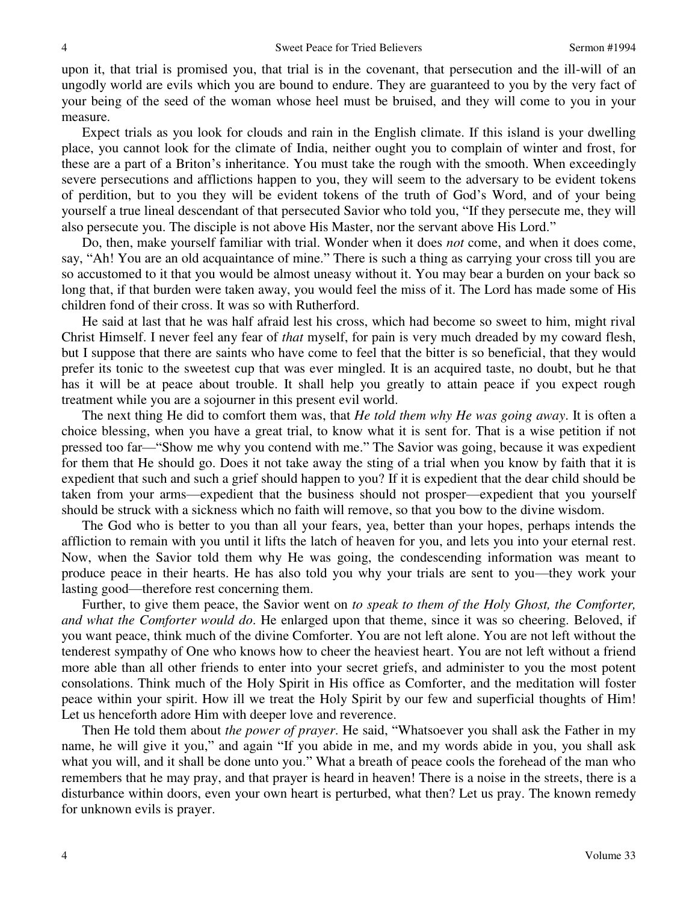upon it, that trial is promised you, that trial is in the covenant, that persecution and the ill-will of an ungodly world are evils which you are bound to endure. They are guaranteed to you by the very fact of your being of the seed of the woman whose heel must be bruised, and they will come to you in your measure.

Expect trials as you look for clouds and rain in the English climate. If this island is your dwelling place, you cannot look for the climate of India, neither ought you to complain of winter and frost, for these are a part of a Briton's inheritance. You must take the rough with the smooth. When exceedingly severe persecutions and afflictions happen to you, they will seem to the adversary to be evident tokens of perdition, but to you they will be evident tokens of the truth of God's Word, and of your being yourself a true lineal descendant of that persecuted Savior who told you, "If they persecute me, they will also persecute you. The disciple is not above His Master, nor the servant above His Lord."

Do, then, make yourself familiar with trial. Wonder when it does *not* come, and when it does come, say, "Ah! You are an old acquaintance of mine." There is such a thing as carrying your cross till you are so accustomed to it that you would be almost uneasy without it. You may bear a burden on your back so long that, if that burden were taken away, you would feel the miss of it. The Lord has made some of His children fond of their cross. It was so with Rutherford.

He said at last that he was half afraid lest his cross, which had become so sweet to him, might rival Christ Himself. I never feel any fear of *that* myself, for pain is very much dreaded by my coward flesh, but I suppose that there are saints who have come to feel that the bitter is so beneficial, that they would prefer its tonic to the sweetest cup that was ever mingled. It is an acquired taste, no doubt, but he that has it will be at peace about trouble. It shall help you greatly to attain peace if you expect rough treatment while you are a sojourner in this present evil world.

The next thing He did to comfort them was, that *He told them why He was going away*. It is often a choice blessing, when you have a great trial, to know what it is sent for. That is a wise petition if not pressed too far—"Show me why you contend with me." The Savior was going, because it was expedient for them that He should go. Does it not take away the sting of a trial when you know by faith that it is expedient that such and such a grief should happen to you? If it is expedient that the dear child should be taken from your arms—expedient that the business should not prosper—expedient that you yourself should be struck with a sickness which no faith will remove, so that you bow to the divine wisdom.

The God who is better to you than all your fears, yea, better than your hopes, perhaps intends the affliction to remain with you until it lifts the latch of heaven for you, and lets you into your eternal rest. Now, when the Savior told them why He was going, the condescending information was meant to produce peace in their hearts. He has also told you why your trials are sent to you—they work your lasting good—therefore rest concerning them.

Further, to give them peace, the Savior went on *to speak to them of the Holy Ghost, the Comforter, and what the Comforter would do*. He enlarged upon that theme, since it was so cheering. Beloved, if you want peace, think much of the divine Comforter. You are not left alone. You are not left without the tenderest sympathy of One who knows how to cheer the heaviest heart. You are not left without a friend more able than all other friends to enter into your secret griefs, and administer to you the most potent consolations. Think much of the Holy Spirit in His office as Comforter, and the meditation will foster peace within your spirit. How ill we treat the Holy Spirit by our few and superficial thoughts of Him! Let us henceforth adore Him with deeper love and reverence.

Then He told them about *the power of prayer*. He said, "Whatsoever you shall ask the Father in my name, he will give it you," and again "If you abide in me, and my words abide in you, you shall ask what you will, and it shall be done unto you." What a breath of peace cools the forehead of the man who remembers that he may pray, and that prayer is heard in heaven! There is a noise in the streets, there is a disturbance within doors, even your own heart is perturbed, what then? Let us pray. The known remedy for unknown evils is prayer.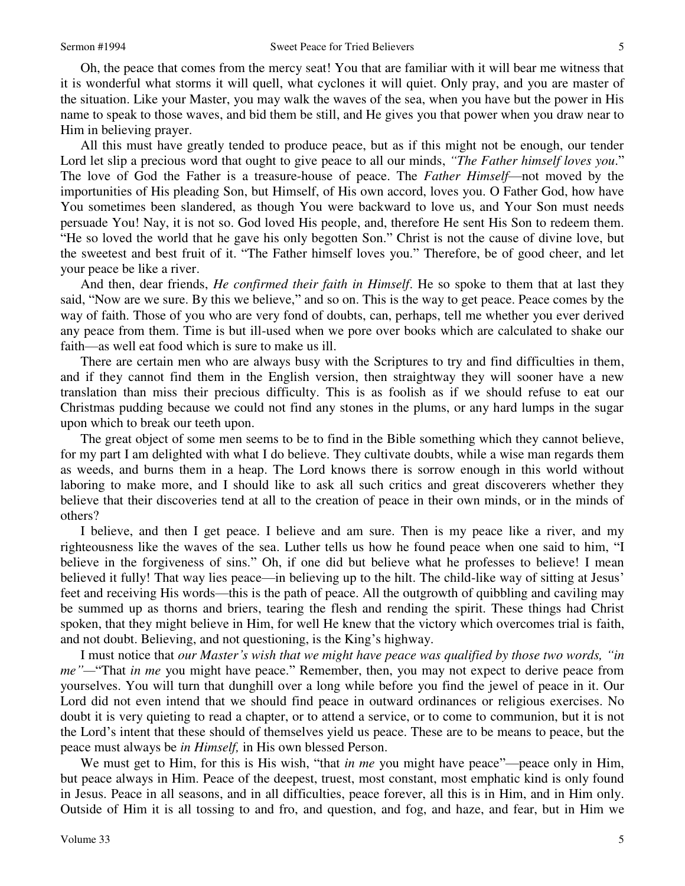Oh, the peace that comes from the mercy seat! You that are familiar with it will bear me witness that it is wonderful what storms it will quell, what cyclones it will quiet. Only pray, and you are master of the situation. Like your Master, you may walk the waves of the sea, when you have but the power in His name to speak to those waves, and bid them be still, and He gives you that power when you draw near to Him in believing prayer.

All this must have greatly tended to produce peace, but as if this might not be enough, our tender Lord let slip a precious word that ought to give peace to all our minds, *"The Father himself loves you*." The love of God the Father is a treasure-house of peace. The *Father Himself*—not moved by the importunities of His pleading Son, but Himself, of His own accord, loves you. O Father God, how have You sometimes been slandered, as though You were backward to love us, and Your Son must needs persuade You! Nay, it is not so. God loved His people, and, therefore He sent His Son to redeem them. "He so loved the world that he gave his only begotten Son." Christ is not the cause of divine love, but the sweetest and best fruit of it. "The Father himself loves you." Therefore, be of good cheer, and let your peace be like a river.

And then, dear friends, *He confirmed their faith in Himself*. He so spoke to them that at last they said, "Now are we sure. By this we believe," and so on. This is the way to get peace. Peace comes by the way of faith. Those of you who are very fond of doubts, can, perhaps, tell me whether you ever derived any peace from them. Time is but ill-used when we pore over books which are calculated to shake our faith—as well eat food which is sure to make us ill.

There are certain men who are always busy with the Scriptures to try and find difficulties in them, and if they cannot find them in the English version, then straightway they will sooner have a new translation than miss their precious difficulty. This is as foolish as if we should refuse to eat our Christmas pudding because we could not find any stones in the plums, or any hard lumps in the sugar upon which to break our teeth upon.

The great object of some men seems to be to find in the Bible something which they cannot believe, for my part I am delighted with what I do believe. They cultivate doubts, while a wise man regards them as weeds, and burns them in a heap. The Lord knows there is sorrow enough in this world without laboring to make more, and I should like to ask all such critics and great discoverers whether they believe that their discoveries tend at all to the creation of peace in their own minds, or in the minds of others?

I believe, and then I get peace. I believe and am sure. Then is my peace like a river, and my righteousness like the waves of the sea. Luther tells us how he found peace when one said to him, "I believe in the forgiveness of sins." Oh, if one did but believe what he professes to believe! I mean believed it fully! That way lies peace—in believing up to the hilt. The child-like way of sitting at Jesus' feet and receiving His words—this is the path of peace. All the outgrowth of quibbling and caviling may be summed up as thorns and briers, tearing the flesh and rending the spirit. These things had Christ spoken, that they might believe in Him, for well He knew that the victory which overcomes trial is faith, and not doubt. Believing, and not questioning, is the King's highway.

I must notice that *our Master's wish that we might have peace was qualified by those two words, "in me"*—"That *in me* you might have peace." Remember, then, you may not expect to derive peace from yourselves. You will turn that dunghill over a long while before you find the jewel of peace in it. Our Lord did not even intend that we should find peace in outward ordinances or religious exercises. No doubt it is very quieting to read a chapter, or to attend a service, or to come to communion, but it is not the Lord's intent that these should of themselves yield us peace. These are to be means to peace, but the peace must always be *in Himself,* in His own blessed Person.

We must get to Him, for this is His wish, "that *in me* you might have peace"—peace only in Him, but peace always in Him. Peace of the deepest, truest, most constant, most emphatic kind is only found in Jesus. Peace in all seasons, and in all difficulties, peace forever, all this is in Him, and in Him only. Outside of Him it is all tossing to and fro, and question, and fog, and haze, and fear, but in Him we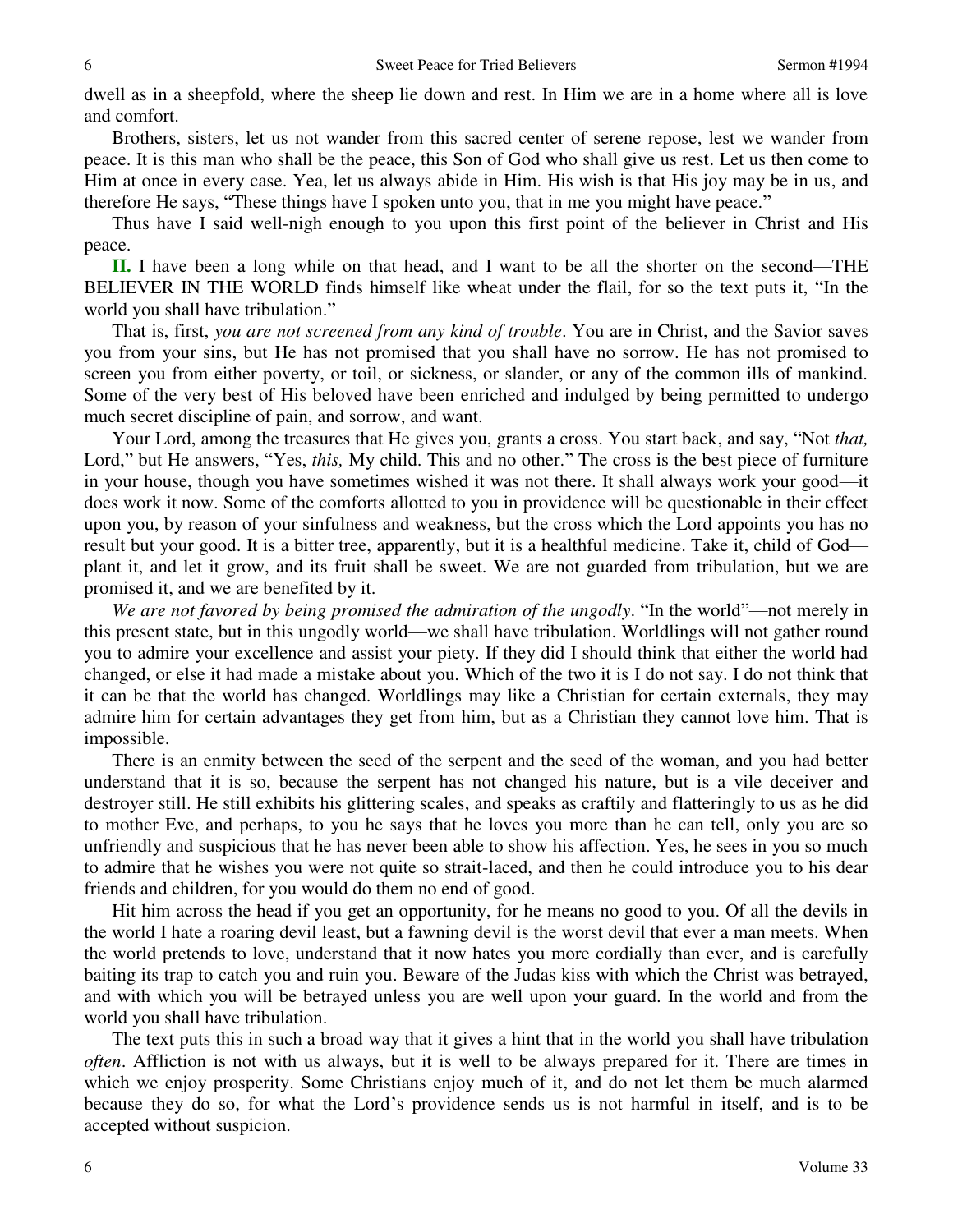dwell as in a sheepfold, where the sheep lie down and rest. In Him we are in a home where all is love and comfort.

Brothers, sisters, let us not wander from this sacred center of serene repose, lest we wander from peace. It is this man who shall be the peace, this Son of God who shall give us rest. Let us then come to Him at once in every case. Yea, let us always abide in Him. His wish is that His joy may be in us, and therefore He says, "These things have I spoken unto you, that in me you might have peace."

Thus have I said well-nigh enough to you upon this first point of the believer in Christ and His peace.

**II.** I have been a long while on that head, and I want to be all the shorter on the second—THE BELIEVER IN THE WORLD finds himself like wheat under the flail, for so the text puts it, "In the world you shall have tribulation."

That is, first, *you are not screened from any kind of trouble*. You are in Christ, and the Savior saves you from your sins, but He has not promised that you shall have no sorrow. He has not promised to screen you from either poverty, or toil, or sickness, or slander, or any of the common ills of mankind. Some of the very best of His beloved have been enriched and indulged by being permitted to undergo much secret discipline of pain, and sorrow, and want.

Your Lord, among the treasures that He gives you, grants a cross. You start back, and say, "Not *that,* Lord," but He answers, "Yes, *this,* My child. This and no other." The cross is the best piece of furniture in your house, though you have sometimes wished it was not there. It shall always work your good—it does work it now. Some of the comforts allotted to you in providence will be questionable in their effect upon you, by reason of your sinfulness and weakness, but the cross which the Lord appoints you has no result but your good. It is a bitter tree, apparently, but it is a healthful medicine. Take it, child of God—plant it, and let it grow, and its fruit shall be sweet. We are not guarded from tribulation, but we are promised it, and we are benefited by it.

*We are not favored by being promised the admiration of the ungodly*. "In the world"—not merely in this present state, but in this ungodly world—we shall have tribulation. Worldlings will not gather round you to admire your excellence and assist your piety. If they did I should think that either the world had changed, or else it had made a mistake about you. Which of the two it is I do not say. I do not think that it can be that the world has changed. Worldlings may like a Christian for certain externals, they may admire him for certain advantages they get from him, but as a Christian they cannot love him. That is impossible.

There is an enmity between the seed of the serpent and the seed of the woman, and you had better understand that it is so, because the serpent has not changed his nature, but is a vile deceiver and destroyer still. He still exhibits his glittering scales, and speaks as craftily and flatteringly to us as he did to mother Eve, and perhaps, to you he says that he loves you more than he can tell, only you are so unfriendly and suspicious that he has never been able to show his affection. Yes, he sees in you so much to admire that he wishes you were not quite so strait-laced, and then he could introduce you to his dear friends and children, for you would do them no end of good.

Hit him across the head if you get an opportunity, for he means no good to you. Of all the devils in the world I hate a roaring devil least, but a fawning devil is the worst devil that ever a man meets. When the world pretends to love, understand that it now hates you more cordially than ever, and is carefully baiting its trap to catch you and ruin you. Beware of the Judas kiss with which the Christ was betrayed, and with which you will be betrayed unless you are well upon your guard. In the world and from the world you shall have tribulation.

The text puts this in such a broad way that it gives a hint that in the world you shall have tribulation *often*. Affliction is not with us always, but it is well to be always prepared for it. There are times in which we enjoy prosperity. Some Christians enjoy much of it, and do not let them be much alarmed because they do so, for what the Lord's providence sends us is not harmful in itself, and is to be accepted without suspicion.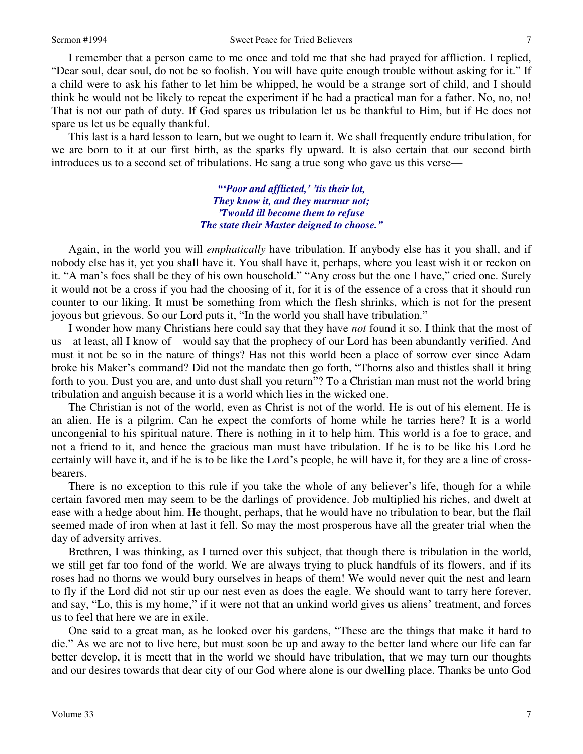I remember that a person came to me once and told me that she had prayed for affliction. I replied, "Dear soul, dear soul, do not be so foolish. You will have quite enough trouble without asking for it." If a child were to ask his father to let him be whipped, he would be a strange sort of child, and I should think he would not be likely to repeat the experiment if he had a practical man for a father. No, no, no! That is not our path of duty. If God spares us tribulation let us be thankful to Him, but if He does not spare us let us be equally thankful.

This last is a hard lesson to learn, but we ought to learn it. We shall frequently endure tribulation, for we are born to it at our first birth, as the sparks fly upward. It is also certain that our second birth introduces us to a second set of tribulations. He sang a true song who gave us this verse—

> ***"'Poor and afflicted,' 'tis their lot,***
> ***They know it, and they murmur not;***
> ***'Twould ill become them to refuse***
> ***The state their Master deigned to choose."***

Again, in the world you will *emphatically* have tribulation. If anybody else has it you shall, and if nobody else has it, yet you shall have it. You shall have it, perhaps, where you least wish it or reckon on it. "A man's foes shall be they of his own household." "Any cross but the one I have," cried one. Surely it would not be a cross if you had the choosing of it, for it is of the essence of a cross that it should run counter to our liking. It must be something from which the flesh shrinks, which is not for the present joyous but grievous. So our Lord puts it, "In the world you shall have tribulation."

I wonder how many Christians here could say that they have *not* found it so. I think that the most of us—at least, all I know of—would say that the prophecy of our Lord has been abundantly verified. And must it not be so in the nature of things? Has not this world been a place of sorrow ever since Adam broke his Maker's command? Did not the mandate then go forth, "Thorns also and thistles shall it bring forth to you. Dust you are, and unto dust shall you return"? To a Christian man must not the world bring tribulation and anguish because it is a world which lies in the wicked one.

The Christian is not of the world, even as Christ is not of the world. He is out of his element. He is an alien. He is a pilgrim. Can he expect the comforts of home while he tarries here? It is a world uncongenial to his spiritual nature. There is nothing in it to help him. This world is a foe to grace, and not a friend to it, and hence the gracious man must have tribulation. If he is to be like his Lord he certainly will have it, and if he is to be like the Lord's people, he will have it, for they are a line of cross-bearers.

There is no exception to this rule if you take the whole of any believer's life, though for a while certain favored men may seem to be the darlings of providence. Job multiplied his riches, and dwelt at ease with a hedge about him. He thought, perhaps, that he would have no tribulation to bear, but the flail seemed made of iron when at last it fell. So may the most prosperous have all the greater trial when the day of adversity arrives.

Brethren, I was thinking, as I turned over this subject, that though there is tribulation in the world, we still get far too fond of the world. We are always trying to pluck handfuls of its flowers, and if its roses had no thorns we would bury ourselves in heaps of them! We would never quit the nest and learn to fly if the Lord did not stir up our nest even as does the eagle. We should want to tarry here forever, and say, "Lo, this is my home," if it were not that an unkind world gives us aliens' treatment, and forces us to feel that here we are in exile.

One said to a great man, as he looked over his gardens, "These are the things that make it hard to die." As we are not to live here, but must soon be up and away to the better land where our life can far better develop, it is meett that in the world we should have tribulation, that we may turn our thoughts and our desires towards that dear city of our God where alone is our dwelling place. Thanks be unto God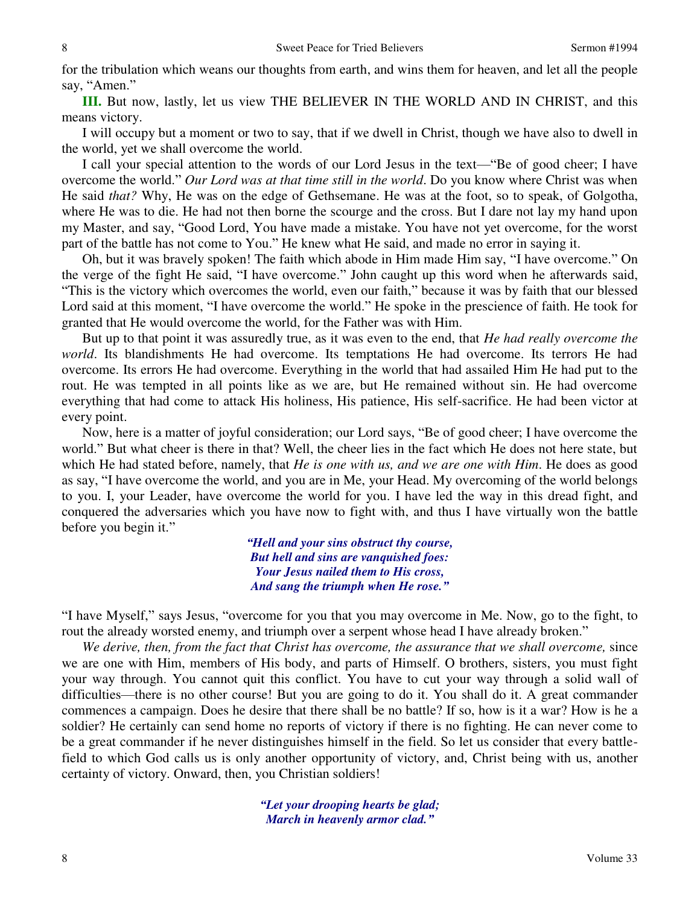for the tribulation which weans our thoughts from earth, and wins them for heaven, and let all the people say, "Amen."

**III.** But now, lastly, let us view THE BELIEVER IN THE WORLD AND IN CHRIST, and this means victory.

I will occupy but a moment or two to say, that if we dwell in Christ, though we have also to dwell in the world, yet we shall overcome the world.

I call your special attention to the words of our Lord Jesus in the text—"Be of good cheer; I have overcome the world." *Our Lord was at that time still in the world*. Do you know where Christ was when He said *that?* Why, He was on the edge of Gethsemane. He was at the foot, so to speak, of Golgotha, where He was to die. He had not then borne the scourge and the cross. But I dare not lay my hand upon my Master, and say, "Good Lord, You have made a mistake. You have not yet overcome, for the worst part of the battle has not come to You." He knew what He said, and made no error in saying it.

Oh, but it was bravely spoken! The faith which abode in Him made Him say, "I have overcome." On the verge of the fight He said, "I have overcome." John caught up this word when he afterwards said, "This is the victory which overcomes the world, even our faith," because it was by faith that our blessed Lord said at this moment, "I have overcome the world." He spoke in the prescience of faith. He took for granted that He would overcome the world, for the Father was with Him.

But up to that point it was assuredly true, as it was even to the end, that *He had really overcome the world*. Its blandishments He had overcome. Its temptations He had overcome. Its terrors He had overcome. Its errors He had overcome. Everything in the world that had assailed Him He had put to the rout. He was tempted in all points like as we are, but He remained without sin. He had overcome everything that had come to attack His holiness, His patience, His self-sacrifice. He had been victor at every point.

Now, here is a matter of joyful consideration; our Lord says, "Be of good cheer; I have overcome the world." But what cheer is there in that? Well, the cheer lies in the fact which He does not here state, but which He had stated before, namely, that *He is one with us, and we are one with Him*. He does as good as say, "I have overcome the world, and you are in Me, your Head. My overcoming of the world belongs to you. I, your Leader, have overcome the world for you. I have led the way in this dread fight, and conquered the adversaries which you have now to fight with, and thus I have virtually won the battle before you begin it."

> ***"Hell and your sins obstruct thy course,***
> ***But hell and sins are vanquished foes:***
> ***Your Jesus nailed them to His cross,***
> ***And sang the triumph when He rose."***

"I have Myself," says Jesus, "overcome for you that you may overcome in Me. Now, go to the fight, to rout the already worsted enemy, and triumph over a serpent whose head I have already broken."

*We derive, then, from the fact that Christ has overcome, the assurance that we shall overcome,* since we are one with Him, members of His body, and parts of Himself. O brothers, sisters, you must fight your way through. You cannot quit this conflict. You have to cut your way through a solid wall of difficulties—there is no other course! But you are going to do it. You shall do it. A great commander commences a campaign. Does he desire that there shall be no battle? If so, how is it a war? How is he a soldier? He certainly can send home no reports of victory if there is no fighting. He can never come to be a great commander if he never distinguishes himself in the field. So let us consider that every battle-field to which God calls us is only another opportunity of victory, and, Christ being with us, another certainty of victory. Onward, then, you Christian soldiers!

> ***"Let your drooping hearts be glad;***
> ***March in heavenly armor clad."***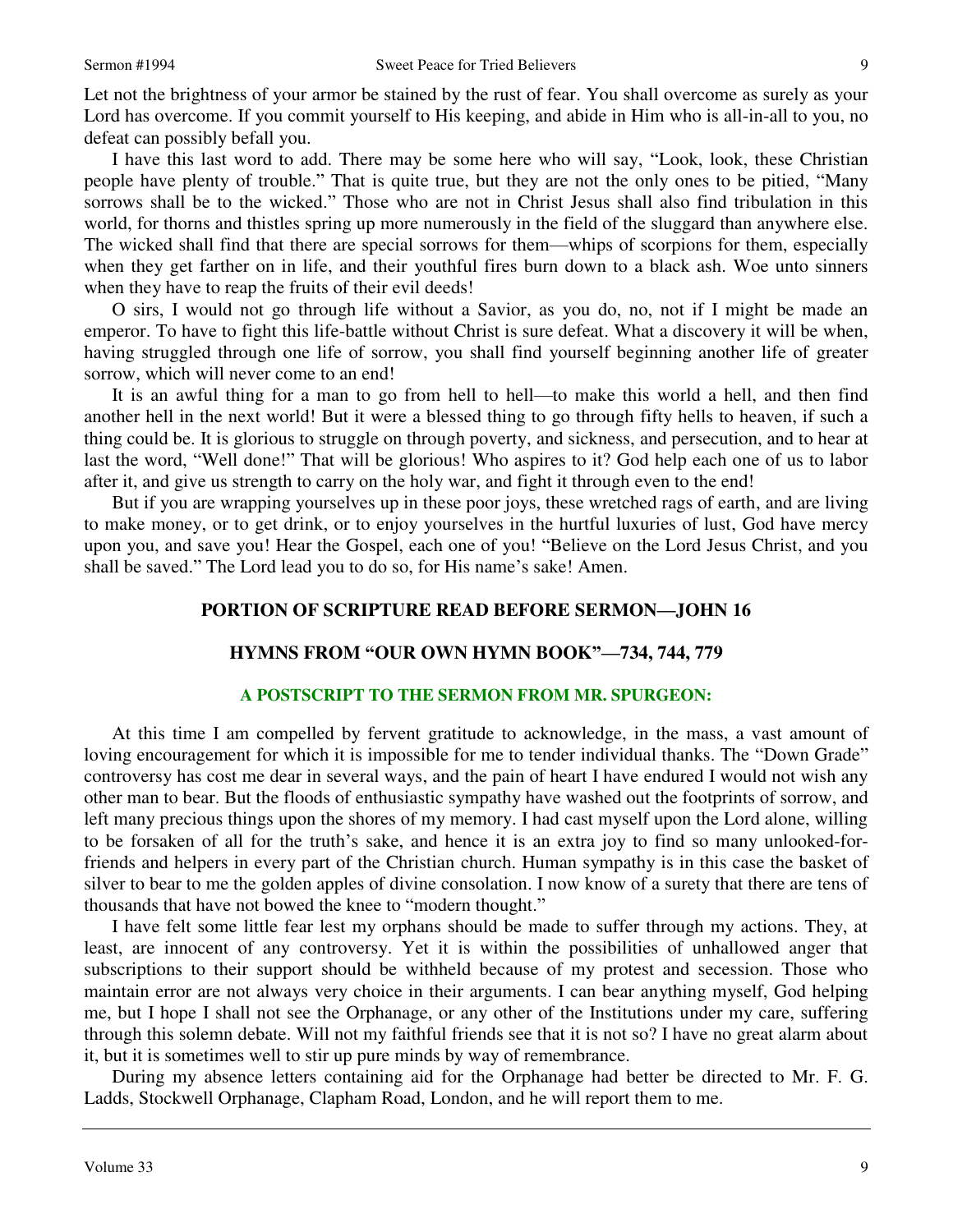Let not the brightness of your armor be stained by the rust of fear. You shall overcome as surely as your Lord has overcome. If you commit yourself to His keeping, and abide in Him who is all-in-all to you, no defeat can possibly befall you.

I have this last word to add. There may be some here who will say, "Look, look, these Christian people have plenty of trouble." That is quite true, but they are not the only ones to be pitied, "Many sorrows shall be to the wicked." Those who are not in Christ Jesus shall also find tribulation in this world, for thorns and thistles spring up more numerously in the field of the sluggard than anywhere else. The wicked shall find that there are special sorrows for them—whips of scorpions for them, especially when they get farther on in life, and their youthful fires burn down to a black ash. Woe unto sinners when they have to reap the fruits of their evil deeds!

O sirs, I would not go through life without a Savior, as you do, no, not if I might be made an emperor. To have to fight this life-battle without Christ is sure defeat. What a discovery it will be when, having struggled through one life of sorrow, you shall find yourself beginning another life of greater sorrow, which will never come to an end!

It is an awful thing for a man to go from hell to hell—to make this world a hell, and then find another hell in the next world! But it were a blessed thing to go through fifty hells to heaven, if such a thing could be. It is glorious to struggle on through poverty, and sickness, and persecution, and to hear at last the word, "Well done!" That will be glorious! Who aspires to it? God help each one of us to labor after it, and give us strength to carry on the holy war, and fight it through even to the end!

But if you are wrapping yourselves up in these poor joys, these wretched rags of earth, and are living to make money, or to get drink, or to enjoy yourselves in the hurtful luxuries of lust, God have mercy upon you, and save you! Hear the Gospel, each one of you! "Believe on the Lord Jesus Christ, and you shall be saved." The Lord lead you to do so, for His name's sake! Amen.

## PORTION OF SCRIPTURE READ BEFORE SERMON—JOHN 16

## HYMNS FROM "OUR OWN HYMN BOOK"—734, 744, 779

### A POSTSCRIPT TO THE SERMON FROM MR. SPURGEON:

At this time I am compelled by fervent gratitude to acknowledge, in the mass, a vast amount of loving encouragement for which it is impossible for me to tender individual thanks. The "Down Grade" controversy has cost me dear in several ways, and the pain of heart I have endured I would not wish any other man to bear. But the floods of enthusiastic sympathy have washed out the footprints of sorrow, and left many precious things upon the shores of my memory. I had cast myself upon the Lord alone, willing to be forsaken of all for the truth's sake, and hence it is an extra joy to find so many unlooked-for-friends and helpers in every part of the Christian church. Human sympathy is in this case the basket of silver to bear to me the golden apples of divine consolation. I now know of a surety that there are tens of thousands that have not bowed the knee to "modern thought."

I have felt some little fear lest my orphans should be made to suffer through my actions. They, at least, are innocent of any controversy. Yet it is within the possibilities of unhallowed anger that subscriptions to their support should be withheld because of my protest and secession. Those who maintain error are not always very choice in their arguments. I can bear anything myself, God helping me, but I hope I shall not see the Orphanage, or any other of the Institutions under my care, suffering through this solemn debate. Will not my faithful friends see that it is not so? I have no great alarm about it, but it is sometimes well to stir up pure minds by way of remembrance.

During my absence letters containing aid for the Orphanage had better be directed to Mr. F. G. Ladds, Stockwell Orphanage, Clapham Road, London, and he will report them to me.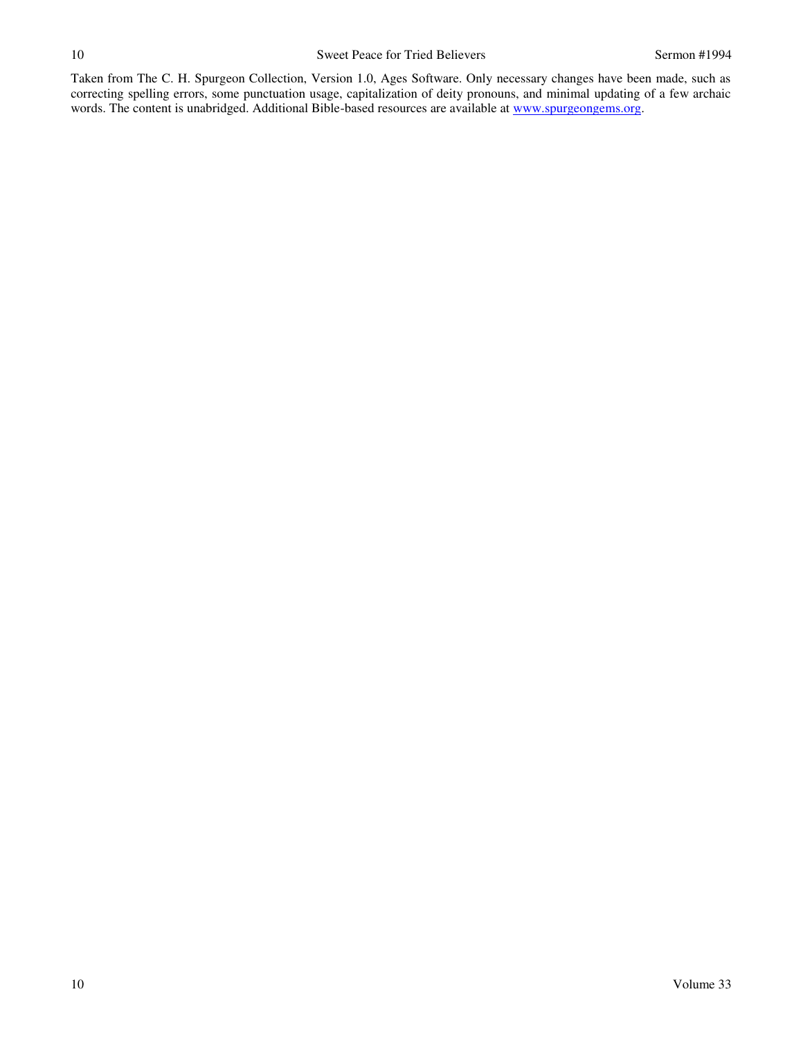Taken from The C. H. Spurgeon Collection, Version 1.0, Ages Software. Only necessary changes have been made, such as correcting spelling errors, some punctuation usage, capitalization of deity pronouns, and minimal updating of a few archaic words. The content is unabridged. Additional Bible-based resources are available at [www.spurgeongems.org](http://www.spurgeongems.org).